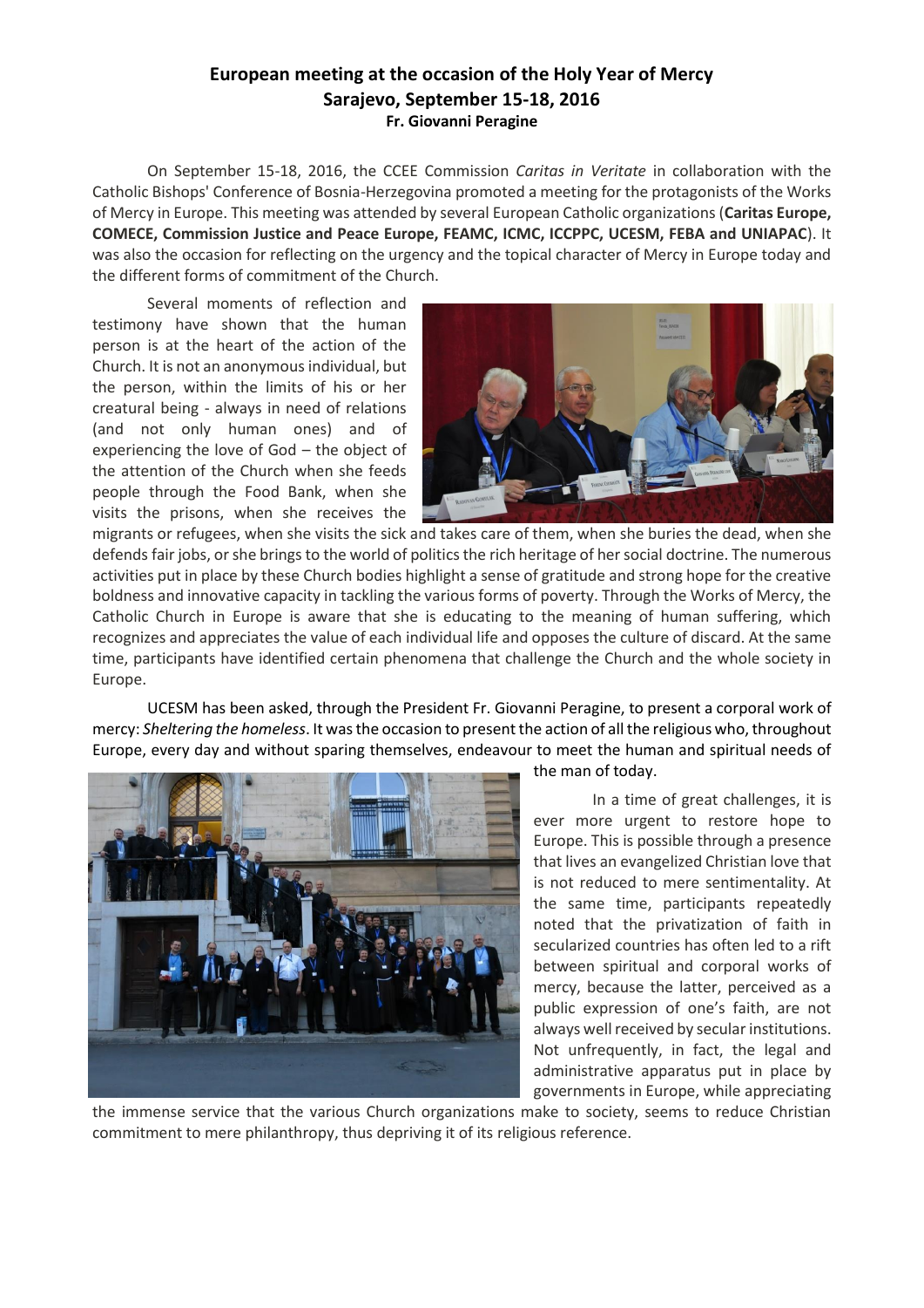# European meeting at the occasion of the Holy Year of Mercy
## Sarajevo, September 15-18, 2016
### Fr. Giovanni Peragine

On September 15-18, 2016, the CCEE Commission *Caritas in Veritate* in collaboration with the Catholic Bishops' Conference of Bosnia-Herzegovina promoted a meeting for the protagonists of the Works of Mercy in Europe. This meeting was attended by several European Catholic organizations (**Caritas Europe, COMECE, Commission Justice and Peace Europe, FEAMC, ICMC, ICCPPC, UCESM, FEBA and UNIAPAC**). It was also the occasion for reflecting on the urgency and the topical character of Mercy in Europe today and the different forms of commitment of the Church.

Several moments of reflection and testimony have shown that the human person is at the heart of the action of the Church. It is not an anonymous individual, but the person, within the limits of his or her creatural being - always in need of relations (and not only human ones) and of experiencing the love of God – the object of the attention of the Church when she feeds people through the Food Bank, when she visits the prisons, when she receives the migrants or refugees, when she visits the sick and takes care of them, when she buries the dead, when she defends fair jobs, or she brings to the world of politics the rich heritage of her social doctrine. The numerous activities put in place by these Church bodies highlight a sense of gratitude and strong hope for the creative boldness and innovative capacity in tackling the various forms of poverty. Through the Works of Mercy, the Catholic Church in Europe is aware that she is educating to the meaning of human suffering, which recognizes and appreciates the value of each individual life and opposes the culture of discard. At the same time, participants have identified certain phenomena that challenge the Church and the whole society in Europe.

UCESM has been asked, through the President Fr. Giovanni Peragine, to present a corporal work of mercy: *Sheltering the homeless*. It was the occasion to present the action of all the religious who, throughout Europe, every day and without sparing themselves, endeavour to meet the human and spiritual needs of the man of today.

In a time of great challenges, it is ever more urgent to restore hope to Europe. This is possible through a presence that lives an evangelized Christian love that is not reduced to mere sentimentality. At the same time, participants repeatedly noted that the privatization of faith in secularized countries has often led to a rift between spiritual and corporal works of mercy, because the latter, perceived as a public expression of one's faith, are not always well received by secular institutions. Not unfrequently, in fact, the legal and administrative apparatus put in place by governments in Europe, while appreciating the immense service that the various Church organizations make to society, seems to reduce Christian commitment to mere philanthropy, thus depriving it of its religious reference.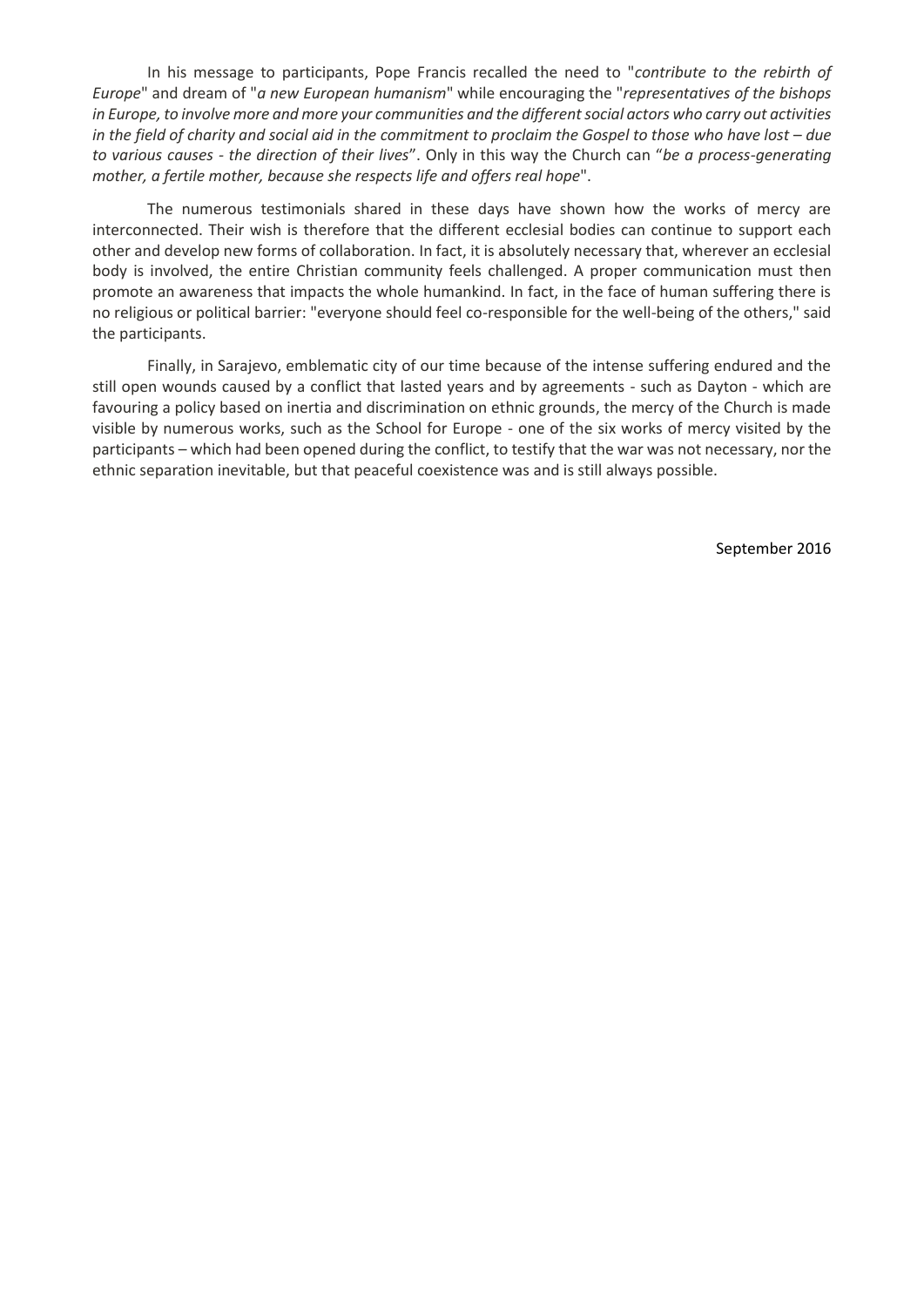In his message to participants, Pope Francis recalled the need to "*contribute to the rebirth of Europe*" and dream of "*a new European humanism*" while encouraging the "*representatives of the bishops in Europe, to involve more and more your communities and the different social actors who carry out activities in the field of charity and social aid in the commitment to proclaim the Gospel to those who have lost – due to various causes - the direction of their lives*". Only in this way the Church can "*be a process-generating mother, a fertile mother, because she respects life and offers real hope*".

The numerous testimonials shared in these days have shown how the works of mercy are interconnected. Their wish is therefore that the different ecclesial bodies can continue to support each other and develop new forms of collaboration. In fact, it is absolutely necessary that, wherever an ecclesial body is involved, the entire Christian community feels challenged. A proper communication must then promote an awareness that impacts the whole humankind. In fact, in the face of human suffering there is no religious or political barrier: "everyone should feel co-responsible for the well-being of the others," said the participants.

Finally, in Sarajevo, emblematic city of our time because of the intense suffering endured and the still open wounds caused by a conflict that lasted years and by agreements - such as Dayton - which are favouring a policy based on inertia and discrimination on ethnic grounds, the mercy of the Church is made visible by numerous works, such as the School for Europe - one of the six works of mercy visited by the participants – which had been opened during the conflict, to testify that the war was not necessary, nor the ethnic separation inevitable, but that peaceful coexistence was and is still always possible.

September 2016